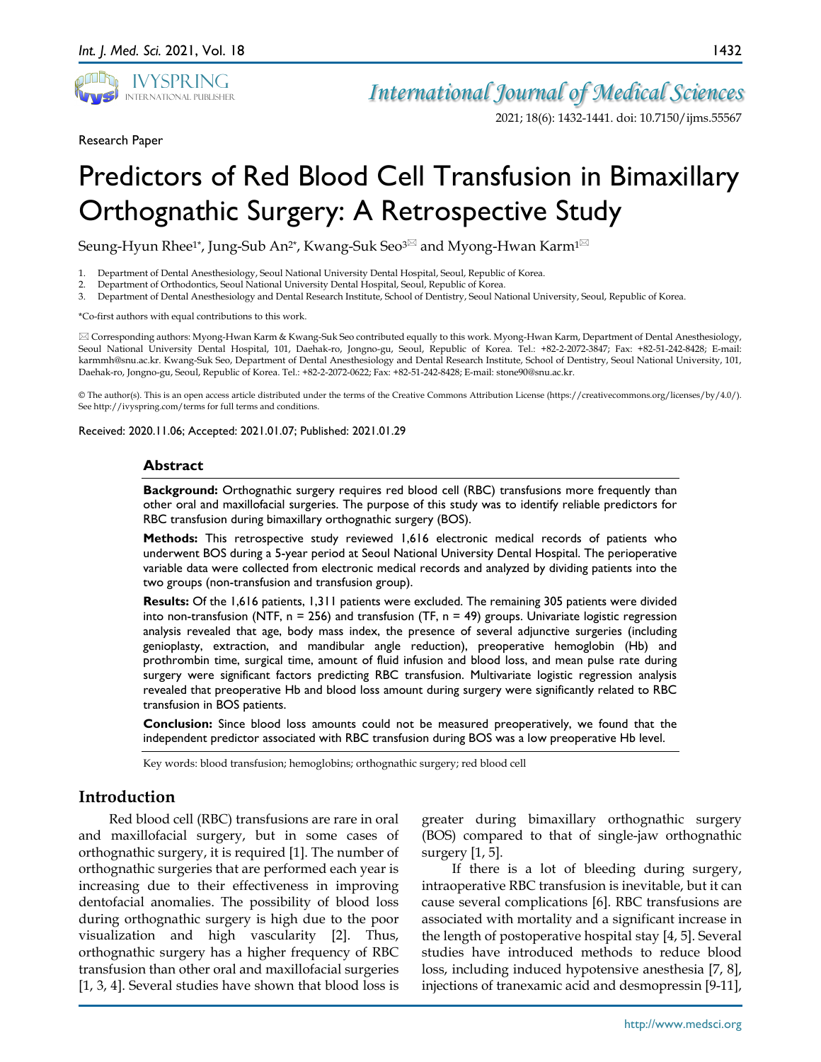Research Paper

# Predictors of Red Blood Cell Transfusion in Bimaxillary Orthognathic Surgery: A Retrospective Study

Seung-Hyun Rhee[1*], Jung-Sub An[2*], Kwang-Suk Seo[3✉] and Myong-Hwan Karm[1✉]

1. Department of Dental Anesthesiology, Seoul National University Dental Hospital, Seoul, Republic of Korea.
2. Department of Orthodontics, Seoul National University Dental Hospital, Seoul, Republic of Korea.
3. Department of Dental Anesthesiology and Dental Research Institute, School of Dentistry, Seoul National University, Seoul, Republic of Korea.

*Co-first authors with equal contributions to this work.

✉ Corresponding authors: Myong-Hwan Karm & Kwang-Suk Seo contributed equally to this work. Myong-Hwan Karm, Department of Dental Anesthesiology, Seoul National University Dental Hospital, 101, Daehak-ro, Jongno-gu, Seoul, Republic of Korea. Tel.: +82-2-2072-3847; Fax: +82-51-242-8428; E-mail: karmmh@snu.ac.kr. Kwang-Suk Seo, Department of Dental Anesthesiology and Dental Research Institute, School of Dentistry, Seoul National University, 101, Daehak-ro, Jongno-gu, Seoul, Republic of Korea. Tel.: +82-2-2072-0622; Fax: +82-51-242-8428; E-mail: stone90@snu.ac.kr.

© The author(s). This is an open access article distributed under the terms of the Creative Commons Attribution License (https://creativecommons.org/licenses/by/4.0/). See http://ivyspring.com/terms for full terms and conditions.

Received: 2020.11.06; Accepted: 2021.01.07; Published: 2021.01.29

## Abstract

**Background:** Orthognathic surgery requires red blood cell (RBC) transfusions more frequently than other oral and maxillofacial surgeries. The purpose of this study was to identify reliable predictors for RBC transfusion during bimaxillary orthognathic surgery (BOS).

**Methods:** This retrospective study reviewed 1,616 electronic medical records of patients who underwent BOS during a 5-year period at Seoul National University Dental Hospital. The perioperative variable data were collected from electronic medical records and analyzed by dividing patients into the two groups (non-transfusion and transfusion group).

**Results:** Of the 1,616 patients, 1,311 patients were excluded. The remaining 305 patients were divided into non-transfusion (NTF, n = 256) and transfusion (TF, n = 49) groups. Univariate logistic regression analysis revealed that age, body mass index, the presence of several adjunctive surgeries (including genioplasty, extraction, and mandibular angle reduction), preoperative hemoglobin (Hb) and prothrombin time, surgical time, amount of fluid infusion and blood loss, and mean pulse rate during surgery were significant factors predicting RBC transfusion. Multivariate logistic regression analysis revealed that preoperative Hb and blood loss amount during surgery were significantly related to RBC transfusion in BOS patients.

**Conclusion:** Since blood loss amounts could not be measured preoperatively, we found that the independent predictor associated with RBC transfusion during BOS was a low preoperative Hb level.

Key words: blood transfusion; hemoglobins; orthognathic surgery; red blood cell

## Introduction

Red blood cell (RBC) transfusions are rare in oral and maxillofacial surgery, but in some cases of orthognathic surgery, it is required [1]. The number of orthognathic surgeries that are performed each year is increasing due to their effectiveness in improving dentofacial anomalies. The possibility of blood loss during orthognathic surgery is high due to the poor visualization and high vascularity [2]. Thus, orthognathic surgery has a higher frequency of RBC transfusion than other oral and maxillofacial surgeries [1, 3, 4]. Several studies have shown that blood loss is greater during bimaxillary orthognathic surgery (BOS) compared to that of single-jaw orthognathic surgery [1, 5].

If there is a lot of bleeding during surgery, intraoperative RBC transfusion is inevitable, but it can cause several complications [6]. RBC transfusions are associated with mortality and a significant increase in the length of postoperative hospital stay [4, 5]. Several studies have introduced methods to reduce blood loss, including induced hypotensive anesthesia [7, 8], injections of tranexamic acid and desmopressin [9-11],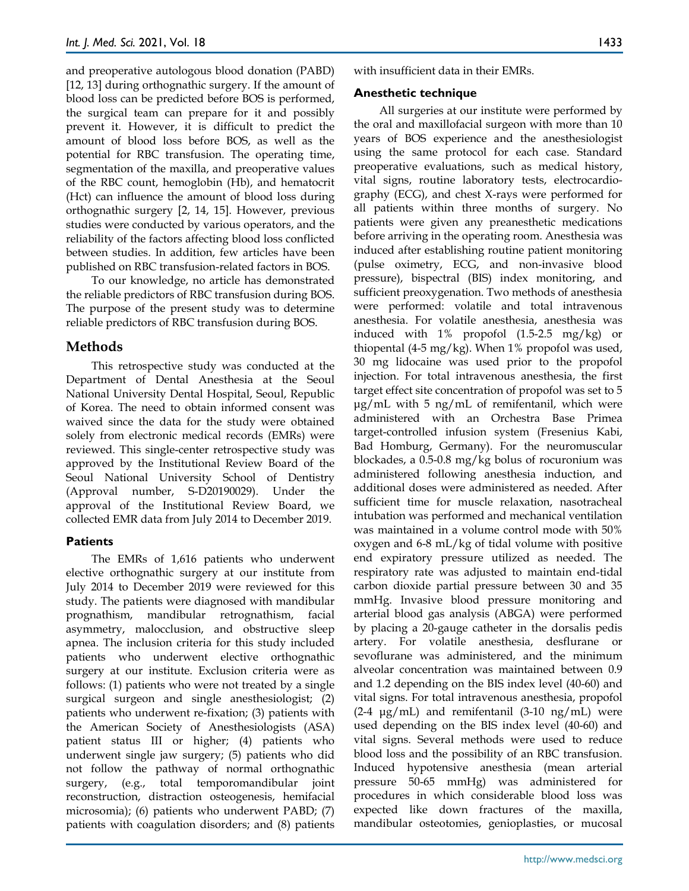and preoperative autologous blood donation (PABD) [12, 13] during orthognathic surgery. If the amount of blood loss can be predicted before BOS is performed, the surgical team can prepare for it and possibly prevent it. However, it is difficult to predict the amount of blood loss before BOS, as well as the potential for RBC transfusion. The operating time, segmentation of the maxilla, and preoperative values of the RBC count, hemoglobin (Hb), and hematocrit (Hct) can influence the amount of blood loss during orthognathic surgery [2, 14, 15]. However, previous studies were conducted by various operators, and the reliability of the factors affecting blood loss conflicted between studies. In addition, few articles have been published on RBC transfusion-related factors in BOS.

To our knowledge, no article has demonstrated the reliable predictors of RBC transfusion during BOS. The purpose of the present study was to determine reliable predictors of RBC transfusion during BOS.

## Methods

This retrospective study was conducted at the Department of Dental Anesthesia at the Seoul National University Dental Hospital, Seoul, Republic of Korea. The need to obtain informed consent was waived since the data for the study were obtained solely from electronic medical records (EMRs) were reviewed. This single-center retrospective study was approved by the Institutional Review Board of the Seoul National University School of Dentistry (Approval number, S-D20190029). Under the approval of the Institutional Review Board, we collected EMR data from July 2014 to December 2019.

### Patients

The EMRs of 1,616 patients who underwent elective orthognathic surgery at our institute from July 2014 to December 2019 were reviewed for this study. The patients were diagnosed with mandibular prognathism, mandibular retrognathism, facial asymmetry, malocclusion, and obstructive sleep apnea. The inclusion criteria for this study included patients who underwent elective orthognathic surgery at our institute. Exclusion criteria were as follows: (1) patients who were not treated by a single surgical surgeon and single anesthesiologist; (2) patients who underwent re-fixation; (3) patients with the American Society of Anesthesiologists (ASA) patient status III or higher; (4) patients who underwent single jaw surgery; (5) patients who did not follow the pathway of normal orthognathic surgery, (e.g., total temporomandibular joint reconstruction, distraction osteogenesis, hemifacial microsomia); (6) patients who underwent PABD; (7) patients with coagulation disorders; and (8) patients with insufficient data in their EMRs.

### Anesthetic technique

All surgeries at our institute were performed by the oral and maxillofacial surgeon with more than 10 years of BOS experience and the anesthesiologist using the same protocol for each case. Standard preoperative evaluations, such as medical history, vital signs, routine laboratory tests, electrocardiography (ECG), and chest X-rays were performed for all patients within three months of surgery. No patients were given any preanesthetic medications before arriving in the operating room. Anesthesia was induced after establishing routine patient monitoring (pulse oximetry, ECG, and non-invasive blood pressure), bispectral (BIS) index monitoring, and sufficient preoxygenation. Two methods of anesthesia were performed: volatile and total intravenous anesthesia. For volatile anesthesia, anesthesia was induced with 1% propofol (1.5-2.5 mg/kg) or thiopental (4-5 mg/kg). When 1% propofol was used, 30 mg lidocaine was used prior to the propofol injection. For total intravenous anesthesia, the first target effect site concentration of propofol was set to 5 μg/mL with 5 ng/mL of remifentanil, which were administered with an Orchestra Base Primea target-controlled infusion system (Fresenius Kabi, Bad Homburg, Germany). For the neuromuscular blockades, a 0.5-0.8 mg/kg bolus of rocuronium was administered following anesthesia induction, and additional doses were administered as needed. After sufficient time for muscle relaxation, nasotracheal intubation was performed and mechanical ventilation was maintained in a volume control mode with 50% oxygen and 6-8 mL/kg of tidal volume with positive end expiratory pressure utilized as needed. The respiratory rate was adjusted to maintain end-tidal carbon dioxide partial pressure between 30 and 35 mmHg. Invasive blood pressure monitoring and arterial blood gas analysis (ABGA) were performed by placing a 20-gauge catheter in the dorsalis pedis artery. For volatile anesthesia, desflurane or sevoflurane was administered, and the minimum alveolar concentration was maintained between 0.9 and 1.2 depending on the BIS index level (40-60) and vital signs. For total intravenous anesthesia, propofol (2-4 μg/mL) and remifentanil (3-10 ng/mL) were used depending on the BIS index level (40-60) and vital signs. Several methods were used to reduce blood loss and the possibility of an RBC transfusion. Induced hypotensive anesthesia (mean arterial pressure 50-65 mmHg) was administered for procedures in which considerable blood loss was expected like down fractures of the maxilla, mandibular osteotomies, genioplasties, or mucosal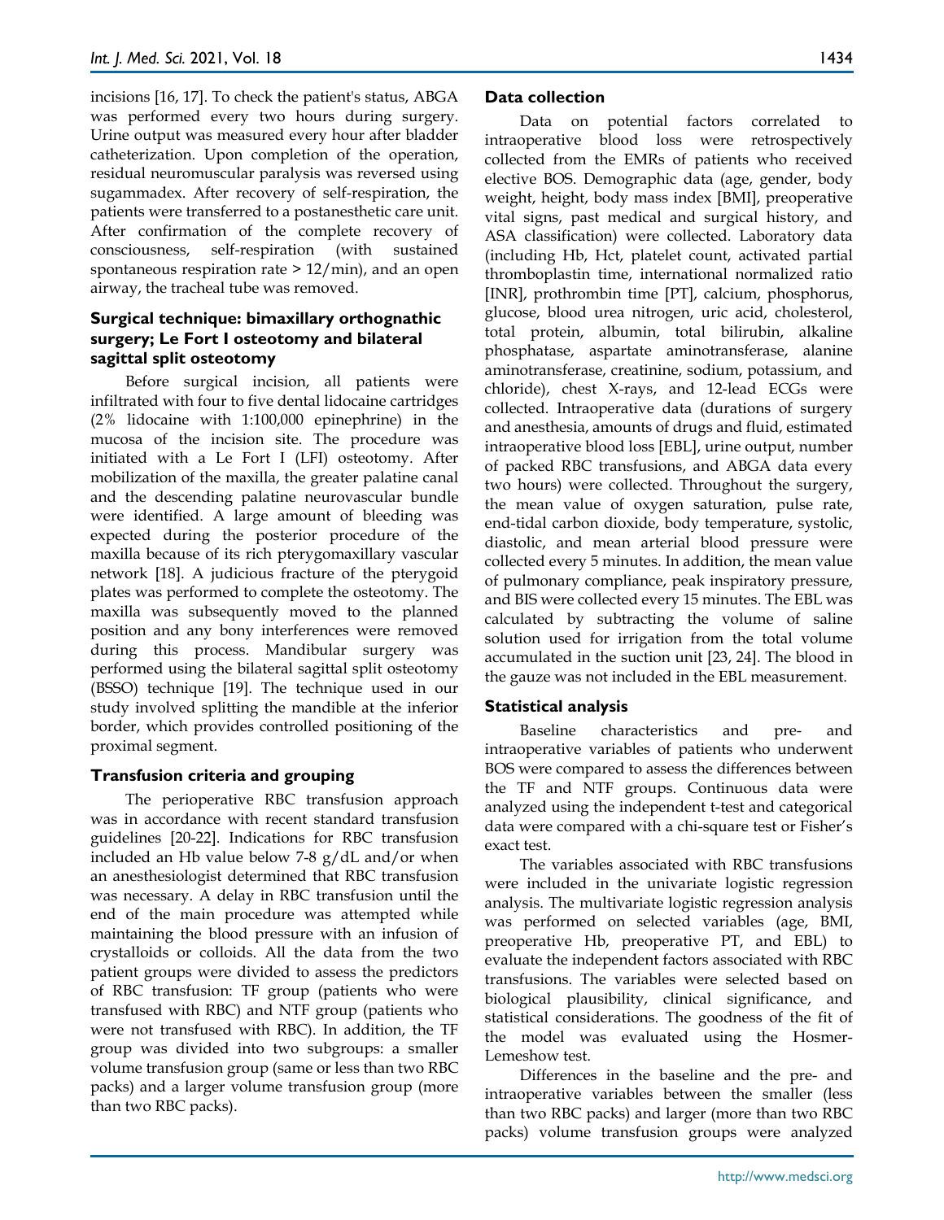incisions [16, 17]. To check the patient's status, ABGA was performed every two hours during surgery. Urine output was measured every hour after bladder catheterization. Upon completion of the operation, residual neuromuscular paralysis was reversed using sugammadex. After recovery of self-respiration, the patients were transferred to a postanesthetic care unit. After confirmation of the complete recovery of consciousness, self-respiration (with sustained spontaneous respiration rate > 12/min), and an open airway, the tracheal tube was removed.

### Surgical technique: bimaxillary orthognathic surgery; Le Fort I osteotomy and bilateral sagittal split osteotomy

Before surgical incision, all patients were infiltrated with four to five dental lidocaine cartridges (2% lidocaine with 1:100,000 epinephrine) in the mucosa of the incision site. The procedure was initiated with a Le Fort I (LFI) osteotomy. After mobilization of the maxilla, the greater palatine canal and the descending palatine neurovascular bundle were identified. A large amount of bleeding was expected during the posterior procedure of the maxilla because of its rich pterygomaxillary vascular network [18]. A judicious fracture of the pterygoid plates was performed to complete the osteotomy. The maxilla was subsequently moved to the planned position and any bony interferences were removed during this process. Mandibular surgery was performed using the bilateral sagittal split osteotomy (BSSO) technique [19]. The technique used in our study involved splitting the mandible at the inferior border, which provides controlled positioning of the proximal segment.

### Transfusion criteria and grouping

The perioperative RBC transfusion approach was in accordance with recent standard transfusion guidelines [20-22]. Indications for RBC transfusion included an Hb value below 7-8 g/dL and/or when an anesthesiologist determined that RBC transfusion was necessary. A delay in RBC transfusion until the end of the main procedure was attempted while maintaining the blood pressure with an infusion of crystalloids or colloids. All the data from the two patient groups were divided to assess the predictors of RBC transfusion: TF group (patients who were transfused with RBC) and NTF group (patients who were not transfused with RBC). In addition, the TF group was divided into two subgroups: a smaller volume transfusion group (same or less than two RBC packs) and a larger volume transfusion group (more than two RBC packs).

### Data collection

Data on potential factors correlated to intraoperative blood loss were retrospectively collected from the EMRs of patients who received elective BOS. Demographic data (age, gender, body weight, height, body mass index [BMI], preoperative vital signs, past medical and surgical history, and ASA classification) were collected. Laboratory data (including Hb, Hct, platelet count, activated partial thromboplastin time, international normalized ratio [INR], prothrombin time [PT], calcium, phosphorus, glucose, blood urea nitrogen, uric acid, cholesterol, total protein, albumin, total bilirubin, alkaline phosphatase, aspartate aminotransferase, alanine aminotransferase, creatinine, sodium, potassium, and chloride), chest X-rays, and 12-lead ECGs were collected. Intraoperative data (durations of surgery and anesthesia, amounts of drugs and fluid, estimated intraoperative blood loss [EBL], urine output, number of packed RBC transfusions, and ABGA data every two hours) were collected. Throughout the surgery, the mean value of oxygen saturation, pulse rate, end-tidal carbon dioxide, body temperature, systolic, diastolic, and mean arterial blood pressure were collected every 5 minutes. In addition, the mean value of pulmonary compliance, peak inspiratory pressure, and BIS were collected every 15 minutes. The EBL was calculated by subtracting the volume of saline solution used for irrigation from the total volume accumulated in the suction unit [23, 24]. The blood in the gauze was not included in the EBL measurement.

### Statistical analysis

Baseline characteristics and pre- and intraoperative variables of patients who underwent BOS were compared to assess the differences between the TF and NTF groups. Continuous data were analyzed using the independent t-test and categorical data were compared with a chi-square test or Fisher's exact test.

The variables associated with RBC transfusions were included in the univariate logistic regression analysis. The multivariate logistic regression analysis was performed on selected variables (age, BMI, preoperative Hb, preoperative PT, and EBL) to evaluate the independent factors associated with RBC transfusions. The variables were selected based on biological plausibility, clinical significance, and statistical considerations. The goodness of the fit of the model was evaluated using the Hosmer-Lemeshow test.

Differences in the baseline and the pre- and intraoperative variables between the smaller (less than two RBC packs) and larger (more than two RBC packs) volume transfusion groups were analyzed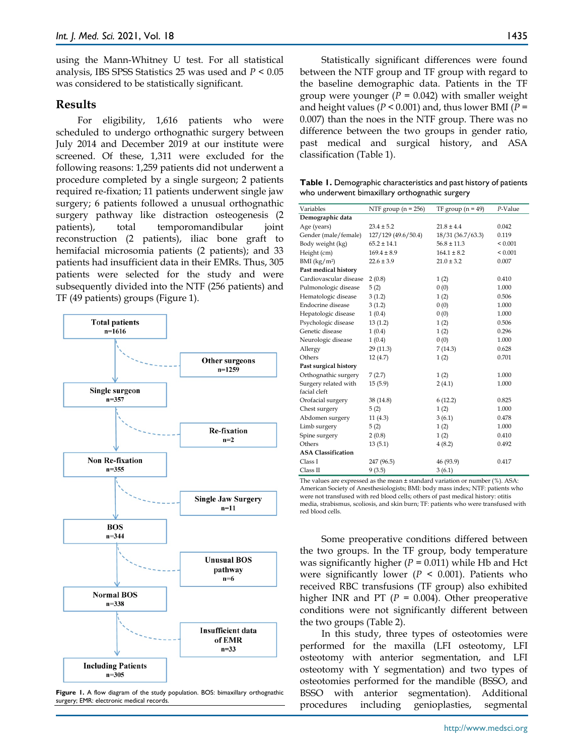using the Mann-Whitney U test. For all statistical analysis, IBS SPSS Statistics 25 was used and $P < 0.05$ was considered to be statistically significant.

## Results

For eligibility, 1,616 patients who were scheduled to undergo orthognathic surgery between July 2014 and December 2019 at our institute were screened. Of these, 1,311 were excluded for the following reasons: 1,259 patients did not underwent a procedure completed by a single surgeon; 2 patients required re-fixation; 11 patients underwent single jaw surgery; 6 patients followed a unusual orthognathic surgery pathway like distraction osteogenesis (2 patients), total temporomandibular joint reconstruction (2 patients), iliac bone graft to hemifacial microsomia patients (2 patients); and 33 patients had insufficient data in their EMRs. Thus, 305 patients were selected for the study and were subsequently divided into the NTF (256 patients) and TF (49 patients) groups (Figure 1).

Total patients n=1616 → Other surgeons n=1259
Single surgeon n=357 → Re-fixation n=2
Non Re-fixation n=355 → Single Jaw Surgery n=11
BOS n=344 → Unusual BOS pathway n=6
Normal BOS n=338 → Insufficient data of EMR n=33
Including Patients n=305

**Figure 1.** A flow diagram of the study population. BOS: bimaxillary orthognathic surgery; EMR: electronic medical records.

Statistically significant differences were found between the NTF group and TF group with regard to the baseline demographic data. Patients in the TF group were younger ($P = 0.042$) with smaller weight and height values ($P < 0.001$) and, thus lower BMI ($P = 0.007$) than the noes in the NTF group. There was no difference between the two groups in gender ratio, past medical and surgical history, and ASA classification (Table 1).

**Table 1.** Demographic characteristics and past history of patients who underwent bimaxillary orthognathic surgery

| Variables | NTF group (n = 256) | TF group (n = 49) | *P*-Value |
|---|---|---|---|
| **Demographic data** | | | |
| Age (years) | 23.4 ± 5.2 | 21.8 ± 4.4 | 0.042 |
| Gender (male/female) | 127/129 (49.6/50.4) | 18/31 (36.7/63.3) | 0.119 |
| Body weight (kg) | 65.2 ± 14.1 | 56.8 ± 11.3 | < 0.001 |
| Height (cm) | 169.4 ± 8.9 | 164.1 ± 8.2 | < 0.001 |
| BMI (kg/m²) | 22.6 ± 3.9 | 21.0 ± 3.2 | 0.007 |
| **Past medical history** | | | |
| Cardiovascular disease | 2 (0.8) | 1 (2) | 0.410 |
| Pulmonologic disease | 5 (2) | 0 (0) | 1.000 |
| Hematologic disease | 3 (1.2) | 1 (2) | 0.506 |
| Endocrine disease | 3 (1.2) | 0 (0) | 1.000 |
| Hepatologic disease | 1 (0.4) | 0 (0) | 1.000 |
| Psychologic disease | 13 (1.2) | 1 (2) | 0.506 |
| Genetic disease | 1 (0.4) | 1 (2) | 0.296 |
| Neurologic disease | 1 (0.4) | 0 (0) | 1.000 |
| Allergy | 29 (11.3) | 7 (14.3) | 0.628 |
| Others | 12 (4.7) | 1 (2) | 0.701 |
| **Past surgical history** | | | |
| Orthognathic surgery | 7 (2.7) | 1 (2) | 1.000 |
| Surgery related with facial cleft | 15 (5.9) | 2 (4.1) | 1.000 |
| Orofacial surgery | 38 (14.8) | 6 (12.2) | 0.825 |
| Chest surgery | 5 (2) | 1 (2) | 1.000 |
| Abdomen surgery | 11 (4.3) | 3 (6.1) | 0.478 |
| Limb surgery | 5 (2) | 1 (2) | 1.000 |
| Spine surgery | 2 (0.8) | 1 (2) | 0.410 |
| Others | 13 (5.1) | 4 (8.2) | 0.492 |
| **ASA Classification** | | | |
| Class I | 247 (96.5) | 46 (93.9) | 0.417 |
| Class II | 9 (3.5) | 3 (6.1) | |

The values are expressed as the mean ± standard variation or number (%). ASA: American Society of Anesthesiologists; BMI: body mass index; NTF: patients who were not transfused with red blood cells; others of past medical history: otitis media, strabismus, scoliosis, and skin burn; TF: patients who were transfused with red blood cells.

Some preoperative conditions differed between the two groups. In the TF group, body temperature was significantly higher ($P = 0.011$) while Hb and Hct were significantly lower ($P < 0.001$). Patients who received RBC transfusions (TF group) also exhibited higher INR and PT ($P = 0.004$). Other preoperative conditions were not significantly different between the two groups (Table 2).

In this study, three types of osteotomies were performed for the maxilla (LFI osteotomy, LFI osteotomy with anterior segmentation, and LFI osteotomy with Y segmentation) and two types of osteotomies performed for the mandible (BSSO, and BSSO with anterior segmentation). Additional procedures including genioplasties, segmental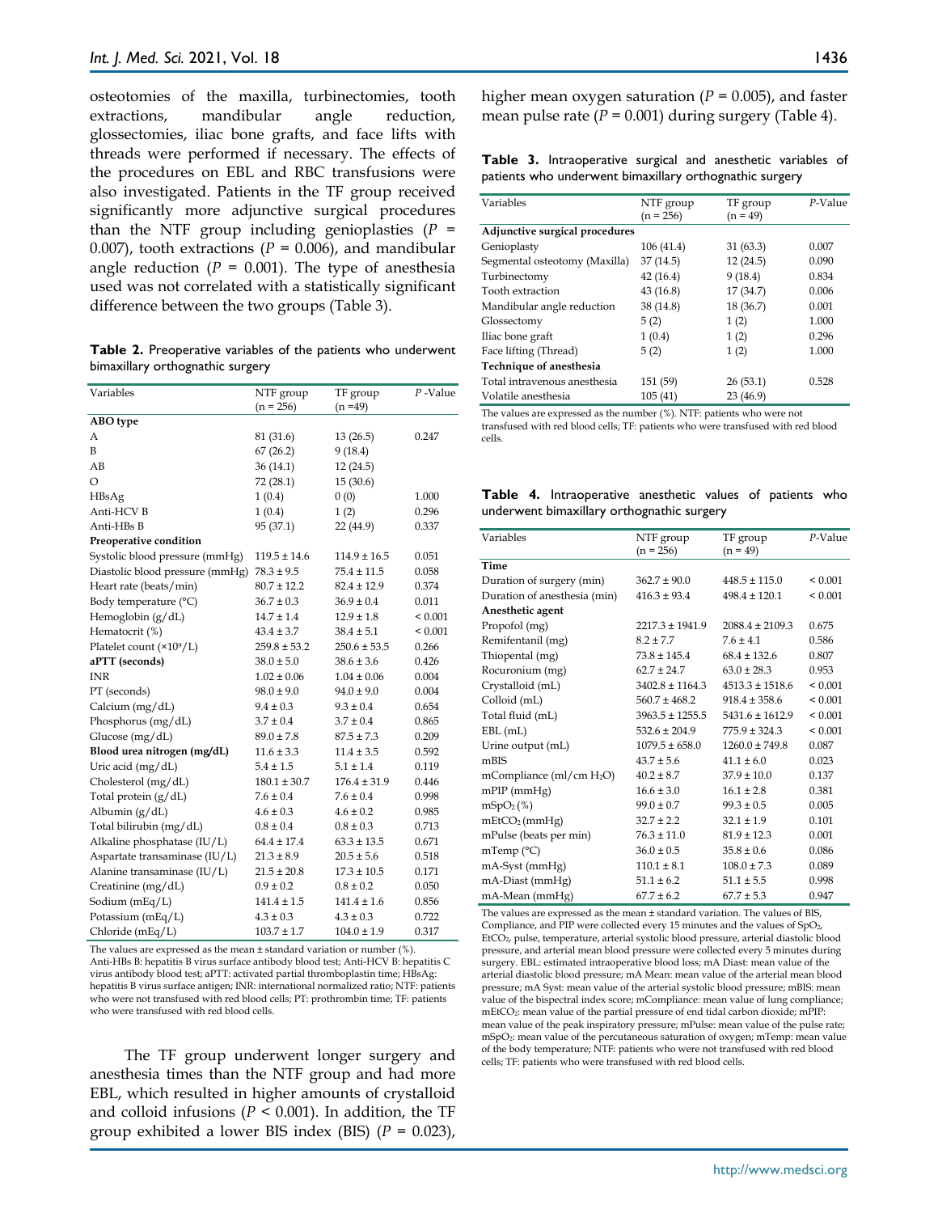osteotomies of the maxilla, turbinectomies, tooth extractions, mandibular angle reduction, glossectomies, iliac bone grafts, and face lifts with threads were performed if necessary. The effects of the procedures on EBL and RBC transfusions were also investigated. Patients in the TF group received significantly more adjunctive surgical procedures than the NTF group including genioplasties ($P$ = 0.007), tooth extractions ($P$ = 0.006), and mandibular angle reduction ($P$ = 0.001). The type of anesthesia used was not correlated with a statistically significant difference between the two groups (Table 3).

**Table 2.** Preoperative variables of the patients who underwent bimaxillary orthognathic surgery

| Variables | NTF group (n = 256) | TF group (n =49) | $P$ -Value |
|---|---|---|---|
| **ABO type** | | | |
| A | 81 (31.6) | 13 (26.5) | 0.247 |
| B | 67 (26.2) | 9 (18.4) | |
| AB | 36 (14.1) | 12 (24.5) | |
| O | 72 (28.1) | 15 (30.6) | |
| HBsAg | 1 (0.4) | 0 (0) | 1.000 |
| Anti-HCV B | 1 (0.4) | 1 (2) | 0.296 |
| Anti-HBs B | 95 (37.1) | 22 (44.9) | 0.337 |
| **Preoperative condition** | | | |
| Systolic blood pressure (mmHg) | 119.5 ± 14.6 | 114.9 ± 16.5 | 0.051 |
| Diastolic blood pressure (mmHg) | 78.3 ± 9.5 | 75.4 ± 11.5 | 0.058 |
| Heart rate (beats/min) | 80.7 ± 12.2 | 82.4 ± 12.9 | 0.374 |
| Body temperature (°C) | 36.7 ± 0.3 | 36.9 ± 0.4 | 0.011 |
| Hemoglobin (g/dL) | 14.7 ± 1.4 | 12.9 ± 1.8 | < 0.001 |
| Hematocrit (%) | 43.4 ± 3.7 | 38.4 ± 5.1 | < 0.001 |
| Platelet count (×10⁹/L) | 259.8 ± 53.2 | 250.6 ± 53.5 | 0.266 |
| **aPTT (seconds)** | 38.0 ± 5.0 | 38.6 ± 3.6 | 0.426 |
| INR | 1.02 ± 0.06 | 1.04 ± 0.06 | 0.004 |
| PT (seconds) | 98.0 ± 9.0 | 94.0 ± 9.0 | 0.004 |
| Calcium (mg/dL) | 9.4 ± 0.3 | 9.3 ± 0.4 | 0.654 |
| Phosphorus (mg/dL) | 3.7 ± 0.4 | 3.7 ± 0.4 | 0.865 |
| Glucose (mg/dL) | 89.0 ± 7.8 | 87.5 ± 7.3 | 0.209 |
| **Blood urea nitrogen (mg/dL)** | 11.6 ± 3.3 | 11.4 ± 3.5 | 0.592 |
| Uric acid (mg/dL) | 5.4 ± 1.5 | 5.1 ± 1.4 | 0.119 |
| Cholesterol (mg/dL) | 180.1 ± 30.7 | 176.4 ± 31.9 | 0.446 |
| Total protein (g/dL) | 7.6 ± 0.4 | 7.6 ± 0.4 | 0.998 |
| Albumin (g/dL) | 4.6 ± 0.3 | 4.6 ± 0.2 | 0.985 |
| Total bilirubin (mg/dL) | 0.8 ± 0.4 | 0.8 ± 0.3 | 0.713 |
| Alkaline phosphatase (IU/L) | 64.4 ± 17.4 | 63.3 ± 13.5 | 0.671 |
| Aspartate transaminase (IU/L) | 21.3 ± 8.9 | 20.5 ± 5.6 | 0.518 |
| Alanine transaminase (IU/L) | 21.5 ± 20.8 | 17.3 ± 10.5 | 0.171 |
| Creatinine (mg/dL) | 0.9 ± 0.2 | 0.8 ± 0.2 | 0.050 |
| Sodium (mEq/L) | 141.4 ± 1.5 | 141.4 ± 1.6 | 0.856 |
| Potassium (mEq/L) | 4.3 ± 0.3 | 4.3 ± 0.3 | 0.722 |
| Chloride (mEq/L) | 103.7 ± 1.7 | 104.0 ± 1.9 | 0.317 |

The values are expressed as the mean ± standard variation or number (%). Anti-HBs B: hepatitis B virus surface antibody blood test; Anti-HCV B: hepatitis C virus antibody blood test; aPTT: activated partial thromboplastin time; HBsAg: hepatitis B virus surface antigen; INR: international normalized ratio; NTF: patients who were not transfused with red blood cells; PT: prothrombin time; TF: patients who were transfused with red blood cells.

The TF group underwent longer surgery and anesthesia times than the NTF group and had more EBL, which resulted in higher amounts of crystalloid and colloid infusions ($P$ < 0.001). In addition, the TF group exhibited a lower BIS index (BIS) ($P$ = 0.023), higher mean oxygen saturation ($P$ = 0.005), and faster mean pulse rate ($P$ = 0.001) during surgery (Table 4).

**Table 3.** Intraoperative surgical and anesthetic variables of patients who underwent bimaxillary orthognathic surgery

| Variables | NTF group (n = 256) | TF group (n = 49) | $P$-Value |
|---|---|---|---|
| **Adjunctive surgical procedures** | | | |
| Genioplasty | 106 (41.4) | 31 (63.3) | 0.007 |
| Segmental osteotomy (Maxilla) | 37 (14.5) | 12 (24.5) | 0.090 |
| Turbinectomy | 42 (16.4) | 9 (18.4) | 0.834 |
| Tooth extraction | 43 (16.8) | 17 (34.7) | 0.006 |
| Mandibular angle reduction | 38 (14.8) | 18 (36.7) | 0.001 |
| Glossectomy | 5 (2) | 1 (2) | 1.000 |
| Iliac bone graft | 1 (0.4) | 1 (2) | 0.296 |
| Face lifting (Thread) | 5 (2) | 1 (2) | 1.000 |
| **Technique of anesthesia** | | | |
| Total intravenous anesthesia | 151 (59) | 26 (53.1) | 0.528 |
| Volatile anesthesia | 105 (41) | 23 (46.9) | |

The values are expressed as the number (%). NTF: patients who were not transfused with red blood cells; TF: patients who were transfused with red blood cells.

**Table 4.** Intraoperative anesthetic values of patients who underwent bimaxillary orthognathic surgery

| Variables | NTF group (n = 256) | TF group (n = 49) | $P$-Value |
|---|---|---|---|
| **Time** | | | |
| Duration of surgery (min) | 362.7 ± 90.0 | 448.5 ± 115.0 | < 0.001 |
| Duration of anesthesia (min) | 416.3 ± 93.4 | 498.4 ± 120.1 | < 0.001 |
| **Anesthetic agent** | | | |
| Propofol (mg) | 2217.3 ± 1941.9 | 2088.4 ± 2109.3 | 0.675 |
| Remifentanil (mg) | 8.2 ± 7.7 | 7.6 ± 4.1 | 0.586 |
| Thiopental (mg) | 73.8 ± 145.4 | 68.4 ± 132.6 | 0.807 |
| Rocuronium (mg) | 62.7 ± 24.7 | 63.0 ± 28.3 | 0.953 |
| Crystalloid (mL) | 3402.8 ± 1164.3 | 4513.3 ± 1518.6 | < 0.001 |
| Colloid (mL) | 560.7 ± 468.2 | 918.4 ± 358.6 | < 0.001 |
| Total fluid (mL) | 3963.5 ± 1255.5 | 5431.6 ± 1612.9 | < 0.001 |
| EBL (mL) | 532.6 ± 204.9 | 775.9 ± 324.3 | < 0.001 |
| Urine output (mL) | 1079.5 ± 658.0 | 1260.0 ± 749.8 | 0.087 |
| mBIS | 43.7 ± 5.6 | 41.1 ± 6.0 | 0.023 |
| mCompliance (ml/cm $H_2O$) | 40.2 ± 8.7 | 37.9 ± 10.0 | 0.137 |
| mPIP (mmHg) | 16.6 ± 3.0 | 16.1 ± 2.8 | 0.381 |
| $mSpO_2$ (%) | 99.0 ± 0.7 | 99.3 ± 0.5 | 0.005 |
| $mEtCO_2$ (mmHg) | 32.7 ± 2.2 | 32.1 ± 1.9 | 0.101 |
| mPulse (beats per min) | 76.3 ± 11.0 | 81.9 ± 12.3 | 0.001 |
| mTemp (°C) | 36.0 ± 0.5 | 35.8 ± 0.6 | 0.086 |
| mA-Syst (mmHg) | 110.1 ± 8.1 | 108.0 ± 7.3 | 0.089 |
| mA-Diast (mmHg) | 51.1 ± 6.2 | 51.1 ± 5.5 | 0.998 |
| mA-Mean (mmHg) | 67.7 ± 6.2 | 67.7 ± 5.3 | 0.947 |

The values are expressed as the mean ± standard variation. The values of BIS, Compliance, and PIP were collected every 15 minutes and the values of $SpO_2$, $EtCO_2$, pulse, temperature, arterial systolic blood pressure, arterial diastolic blood pressure, and arterial mean blood pressure were collected every 5 minutes during surgery. EBL: estimated intraoperative blood loss; mA Diast: mean value of the arterial diastolic blood pressure; mA Mean: mean value of the arterial mean blood pressure; mA Syst: mean value of the arterial systolic blood pressure; mBIS: mean value of the bispectral index score; mCompliance: mean value of lung compliance; $mEtCO_2$: mean value of the partial pressure of end tidal carbon dioxide; mPIP: mean value of the peak inspiratory pressure; mPulse: mean value of the pulse rate; $mSpO_2$: mean value of the percutaneous saturation of oxygen; mTemp: mean value of the body temperature; NTF: patients who were not transfused with red blood cells; TF: patients who were transfused with red blood cells.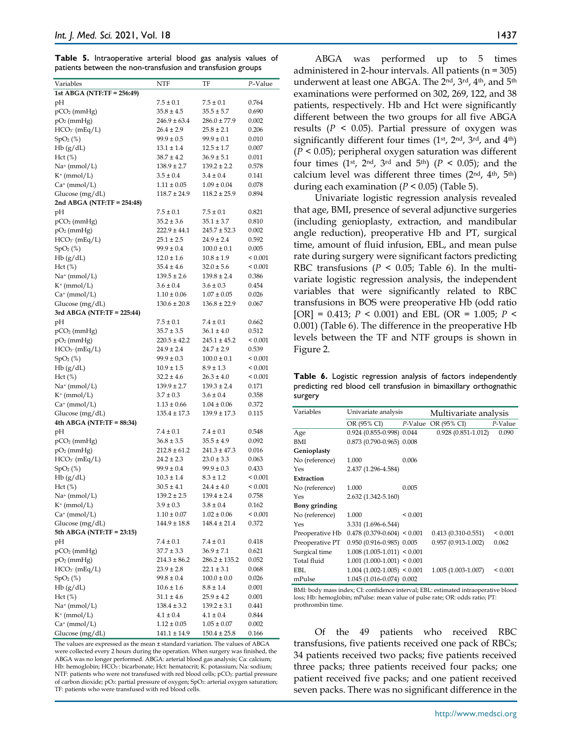**Table 5.** Intraoperative arterial blood gas analysis values of patients between the non-transfusion and transfusion groups

| Variables | NTF | TF | *P*–Value |
|---|---|---|---|
| **1st ABGA (NTF:TF = 256:49)** | | | |
| pH | 7.5 ± 0.1 | 7.5 ± 0.1 | 0.764 |
| $pCO_2$ (mmHg) | 35.8 ± 4.5 | 35.5 ± 5.7 | 0.690 |
| $pO_2$ (mmHg) | 246.9 ± 63.4 | 286.0 ± 77.9 | 0.002 |
| $HCO_3^-$ (mEq/L) | 26.4 ± 2.9 | 25.8 ± 2.1 | 0.206 |
| $SpO_2$ (%) | 99.9 ± 0.5 | 99.9 ± 0.1 | 0.010 |
| Hb (g/dL) | 13.1 ± 1.4 | 12.5 ± 1.7 | 0.007 |
| Hct (%) | 38.7 ± 4.2 | 36.9 ± 5.1 | 0.011 |
| $Na^+$ (mmol/L) | 138.9 ± 2.7 | 139.2 ± 2.2 | 0.578 |
| $K^+$ (mmol/L) | 3.5 ± 0.4 | 3.4 ± 0.4 | 0.141 |
| $Ca^+$ (mmol/L) | 1.11 ± 0.05 | 1.09 ± 0.04 | 0.078 |
| Glucose (mg/dL) | 118.7 ± 24.9 | 118.2 ± 25.9 | 0.894 |
| **2nd ABGA (NTF:TF = 254:48)** | | | |
| pH | 7.5 ± 0.1 | 7.5 ± 0.1 | 0.821 |
| $pCO_2$ (mmHg) | 35.2 ± 3.6 | 35.1 ± 3.7 | 0.810 |
| $pO_2$ (mmHg) | 222.9 ± 44.1 | 245.7 ± 52.3 | 0.002 |
| $HCO_3^-$ (mEq/L) | 25.1 ± 2.5 | 24.9 ± 2.4 | 0.592 |
| $SpO_2$ (%) | 99.9 ± 0.4 | 100.0 ± 0.1 | 0.005 |
| Hb (g/dL) | 12.0 ± 1.6 | 10.8 ± 1.9 | < 0.001 |
| Hct (%) | 35.4 ± 4.6 | 32.0 ± 5.6 | < 0.001 |
| $Na^+$ (mmol/L) | 139.5 ± 2.6 | 139.8 ± 2.4 | 0.386 |
| $K^+$ (mmol/L) | 3.6 ± 0.4 | 3.6 ± 0.3 | 0.454 |
| $Ca^+$ (mmol/L) | 1.10 ± 0.06 | 1.07 ± 0.05 | 0.026 |
| Glucose (mg/dL) | 130.6 ± 20.8 | 136.8 ± 22.9 | 0.067 |
| **3rd ABGA (NTF:TF = 225:44)** | | | |
| pH | 7.5 ± 0.1 | 7.4 ± 0.1 | 0.662 |
| $pCO_2$ (mmHg) | 35.7 ± 3.5 | 36.1 ± 4.0 | 0.512 |
| $pO_2$ (mmHg) | 220.5 ± 42.2 | 245.1 ± 45.2 | < 0.001 |
| $HCO_3^-$ (mEq/L) | 24.9 ± 2.4 | 24.7 ± 2.9 | 0.539 |
| $SpO_2$ (%) | 99.9 ± 0.3 | 100.0 ± 0.1 | < 0.001 |
| Hb (g/dL) | 10.9 ± 1.5 | 8.9 ± 1.3 | < 0.001 |
| Hct (%) | 32.2 ± 4.6 | 26.3 ± 4.0 | < 0.001 |
| $Na^+$ (mmol/L) | 139.9 ± 2.7 | 139.3 ± 2.4 | 0.171 |
| $K^+$ (mmol/L) | 3.7 ± 0.3 | 3.6 ± 0.4 | 0.358 |
| $Ca^+$ (mmol/L) | 1.13 ± 0.66 | 1.04 ± 0.06 | 0.372 |
| Glucose (mg/dL) | 135.4 ± 17.3 | 139.9 ± 17.3 | 0.115 |
| **4th ABGA (NTF:TF = 88:34)** | | | |
| pH | 7.4 ± 0.1 | 7.4 ± 0.1 | 0.548 |
| $pCO_2$ (mmHg) | 36.8 ± 3.5 | 35.5 ± 4.9 | 0.092 |
| $pO_2$ (mmHg) | 212.8 ± 61.2 | 241.3 ± 47.3 | 0.016 |
| $HCO_3^-$ (mEq/L) | 24.2 ± 2.3 | 23.0 ± 3.3 | 0.063 |
| $SpO_2$ (%) | 99.9 ± 0.4 | 99.9 ± 0.3 | 0.433 |
| Hb (g/dL) | 10.3 ± 1.4 | 8.3 ± 1.2 | < 0.001 |
| Hct (%) | 30.5 ± 4.1 | 24.4 ± 4.0 | < 0.001 |
| $Na^+$ (mmol/L) | 139.2 ± 2.5 | 139.4 ± 2.4 | 0.758 |
| $K^+$ (mmol/L) | 3.9 ± 0.3 | 3.8 ± 0.4 | 0.162 |
| $Ca^+$ (mmol/L) | 1.10 ± 0.07 | 1.02 ± 0.06 | < 0.001 |
| Glucose (mg/dL) | 144.9 ± 18.8 | 148.4 ± 21.4 | 0.372 |
| **5th ABGA (NTF:TF = 23:15)** | | | |
| pH | 7.4 ± 0.1 | 7.4 ± 0.1 | 0.418 |
| $pCO_2$ (mmHg) | 37.7 ± 3.3 | 36.9 ± 7.1 | 0.621 |
| $pO_2$ (mmHg) | 214.3 ± 86.2 | 286.2 ± 135.2 | 0.052 |
| $HCO_3^-$ (mEq/L) | 23.9 ± 2.8 | 22.1 ± 3.1 | 0.068 |
| $SpO_2$ (%) | 99.8 ± 0.4 | 100.0 ± 0.0 | 0.026 |
| Hb (g/dL) | 10.6 ± 1.6 | 8.8 ± 1.4 | 0.001 |
| Hct (%) | 31.1 ± 4.6 | 25.9 ± 4.2 | 0.001 |
| $Na^+$ (mmol/L) | 138.4 ± 3.2 | 139.2 ± 3.1 | 0.441 |
| $K^+$ (mmol/L) | 4.1 ± 0.4 | 4.1 ± 0.4 | 0.844 |
| $Ca^+$ (mmol/L) | 1.12 ± 0.05 | 1.05 ± 0.07 | 0.002 |
| Glucose (mg/dL) | 141.1 ± 14.9 | 150.4 ± 25.8 | 0.166 |

The values are expressed as the mean ± standard variation. The values of ABGA were collected every 2 hours during the operation. When surgery was finished, the ABGA was no longer performed. ABGA: arterial blood gas analysis; Ca: calcium; Hb: hemoglobin; $HCO_3^-$: bicarbonate; Hct: hematocrit; K: potassium; Na: sodium; NTF: patients who were not transfused with red blood cells; $pCO_2$: partial pressure of carbon dioxide; $pO_2$: partial pressure of oxygen; $SpO_2$: arterial oxygen saturation; TF: patients who were transfused with red blood cells.

ABGA was performed up to 5 times administered in 2-hour intervals. All patients (n = 305) underwent at least one ABGA. The 2nd, 3rd, 4th, and 5th examinations were performed on 302, 269, 122, and 38 patients, respectively. Hb and Hct were significantly different between the two groups for all five ABGA results ($P$ < 0.05). Partial pressure of oxygen was significantly different four times (1st, 2nd, 3rd, and 4th) ($P$ < 0.05); peripheral oxygen saturation was different four times (1st, 2nd, 3rd and 5th) ($P$ < 0.05); and the calcium level was different three times (2nd, 4th, 5th) during each examination ($P$ < 0.05) (Table 5).

Univariate logistic regression analysis revealed that age, BMI, presence of several adjunctive surgeries (including genioplasty, extraction, and mandibular angle reduction), preoperative Hb and PT, surgical time, amount of fluid infusion, EBL, and mean pulse rate during surgery were significant factors predicting RBC transfusions ($P$ < 0.05; Table 6). In the multivariate logistic regression analysis, the independent variables that were significantly related to RBC transfusions in BOS were preoperative Hb (odd ratio [OR] = 0.413; $P$ < 0.001) and EBL (OR = 1.005; $P$ < 0.001) (Table 6). The difference in the preoperative Hb levels between the TF and NTF groups is shown in Figure 2.

**Table 6.** Logistic regression analysis of factors independently predicting red blood cell transfusion in bimaxillary orthognathic surgery

| Variables | Univariate analysis | | Multivariate analysis | |
|---|---|---|---|---|
| | OR (95% CI) | *P*-Value | OR (95% CI) | *P*-Value |
| Age | 0.924 (0.855-0.998) | 0.044 | 0.928 (0.851-1.012) | 0.090 |
| BMI | 0.873 (0.790-0.965) | 0.008 | | |
| **Genioplasty** | | | | |
| No (reference) | 1.000 | 0.006 | | |
| Yes | 2.437 (1.296-4.584) | | | |
| **Extraction** | | | | |
| No (reference) | 1.000 | 0.005 | | |
| Yes | 2.632 (1.342-5.160) | | | |
| **Bony grinding** | | | | |
| No (reference) | 1.000 | < 0.001 | | |
| Yes | 3.331 (1.696-6.544) | | | |
| Preoperative Hb | 0.478 (0.379-0.604) | < 0.001 | 0.413 (0.310-0.551) | < 0.001 |
| Preoperative PT | 0.950 (0.916-0.985) | 0.005 | 0.957 (0.913-1.002) | 0.062 |
| Surgical time | 1.008 (1.005-1.011) | < 0.001 | | |
| Total fluid | 1.001 (1.000-1.001) | < 0.001 | | |
| EBL | 1.004 (1.002-1.005) | < 0.001 | 1.005 (1.003-1.007) | < 0.001 |
| mPulse | 1.045 (1.016-0.074) | 0.002 | | |

BMI: body mass index; CI: confidence interval; EBL: estimated intraoperative blood loss; Hb: hemoglobin; mPulse: mean value of pulse rate; OR: odds ratio; PT: prothrombin time.

Of the 49 patients who received RBC transfusions, five patients received one pack of RBCs; 34 patients received two packs; five patients received three packs; three patients received four packs; one patient received five packs; and one patient received seven packs. There was no significant difference in the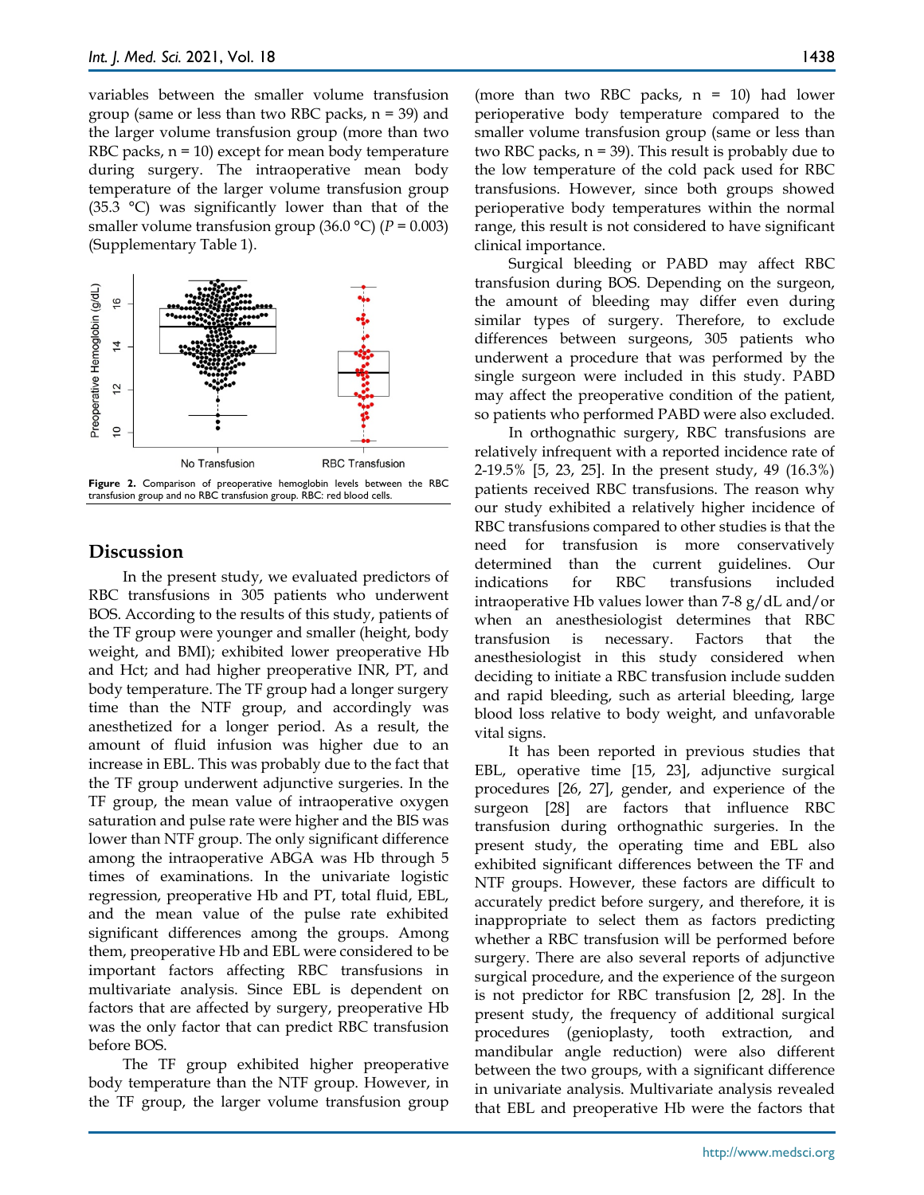variables between the smaller volume transfusion group (same or less than two RBC packs, n = 39) and the larger volume transfusion group (more than two RBC packs, n = 10) except for mean body temperature during surgery. The intraoperative mean body temperature of the larger volume transfusion group (35.3 °C) was significantly lower than that of the smaller volume transfusion group (36.0 °C) (*P* = 0.003) (Supplementary Table 1).

**Figure 2.** Comparison of preoperative hemoglobin levels between the RBC transfusion group and no RBC transfusion group. RBC: red blood cells.

## Discussion

In the present study, we evaluated predictors of RBC transfusions in 305 patients who underwent BOS. According to the results of this study, patients of the TF group were younger and smaller (height, body weight, and BMI); exhibited lower preoperative Hb and Hct; and had higher preoperative INR, PT, and body temperature. The TF group had a longer surgery time than the NTF group, and accordingly was anesthetized for a longer period. As a result, the amount of fluid infusion was higher due to an increase in EBL. This was probably due to the fact that the TF group underwent adjunctive surgeries. In the TF group, the mean value of intraoperative oxygen saturation and pulse rate were higher and the BIS was lower than NTF group. The only significant difference among the intraoperative ABGA was Hb through 5 times of examinations. In the univariate logistic regression, preoperative Hb and PT, total fluid, EBL, and the mean value of the pulse rate exhibited significant differences among the groups. Among them, preoperative Hb and EBL were considered to be important factors affecting RBC transfusions in multivariate analysis. Since EBL is dependent on factors that are affected by surgery, preoperative Hb was the only factor that can predict RBC transfusion before BOS.

The TF group exhibited higher preoperative body temperature than the NTF group. However, in the TF group, the larger volume transfusion group (more than two RBC packs, n = 10) had lower perioperative body temperature compared to the smaller volume transfusion group (same or less than two RBC packs, n = 39). This result is probably due to the low temperature of the cold pack used for RBC transfusions. However, since both groups showed perioperative body temperatures within the normal range, this result is not considered to have significant clinical importance.

Surgical bleeding or PABD may affect RBC transfusion during BOS. Depending on the surgeon, the amount of bleeding may differ even during similar types of surgery. Therefore, to exclude differences between surgeons, 305 patients who underwent a procedure that was performed by the single surgeon were included in this study. PABD may affect the preoperative condition of the patient, so patients who performed PABD were also excluded.

In orthognathic surgery, RBC transfusions are relatively infrequent with a reported incidence rate of 2-19.5% [5, 23, 25]. In the present study, 49 (16.3%) patients received RBC transfusions. The reason why our study exhibited a relatively higher incidence of RBC transfusions compared to other studies is that the need for transfusion is more conservatively determined than the current guidelines. Our indications for RBC transfusions included intraoperative Hb values lower than 7-8 g/dL and/or when an anesthesiologist determines that RBC transfusion is necessary. Factors that the anesthesiologist in this study considered when deciding to initiate a RBC transfusion include sudden and rapid bleeding, such as arterial bleeding, large blood loss relative to body weight, and unfavorable vital signs.

It has been reported in previous studies that EBL, operative time [15, 23], adjunctive surgical procedures [26, 27], gender, and experience of the surgeon [28] are factors that influence RBC transfusion during orthognathic surgeries. In the present study, the operating time and EBL also exhibited significant differences between the TF and NTF groups. However, these factors are difficult to accurately predict before surgery, and therefore, it is inappropriate to select them as factors predicting whether a RBC transfusion will be performed before surgery. There are also several reports of adjunctive surgical procedure, and the experience of the surgeon is not predictor for RBC transfusion [2, 28]. In the present study, the frequency of additional surgical procedures (genioplasty, tooth extraction, and mandibular angle reduction) were also different between the two groups, with a significant difference in univariate analysis. Multivariate analysis revealed that EBL and preoperative Hb were the factors that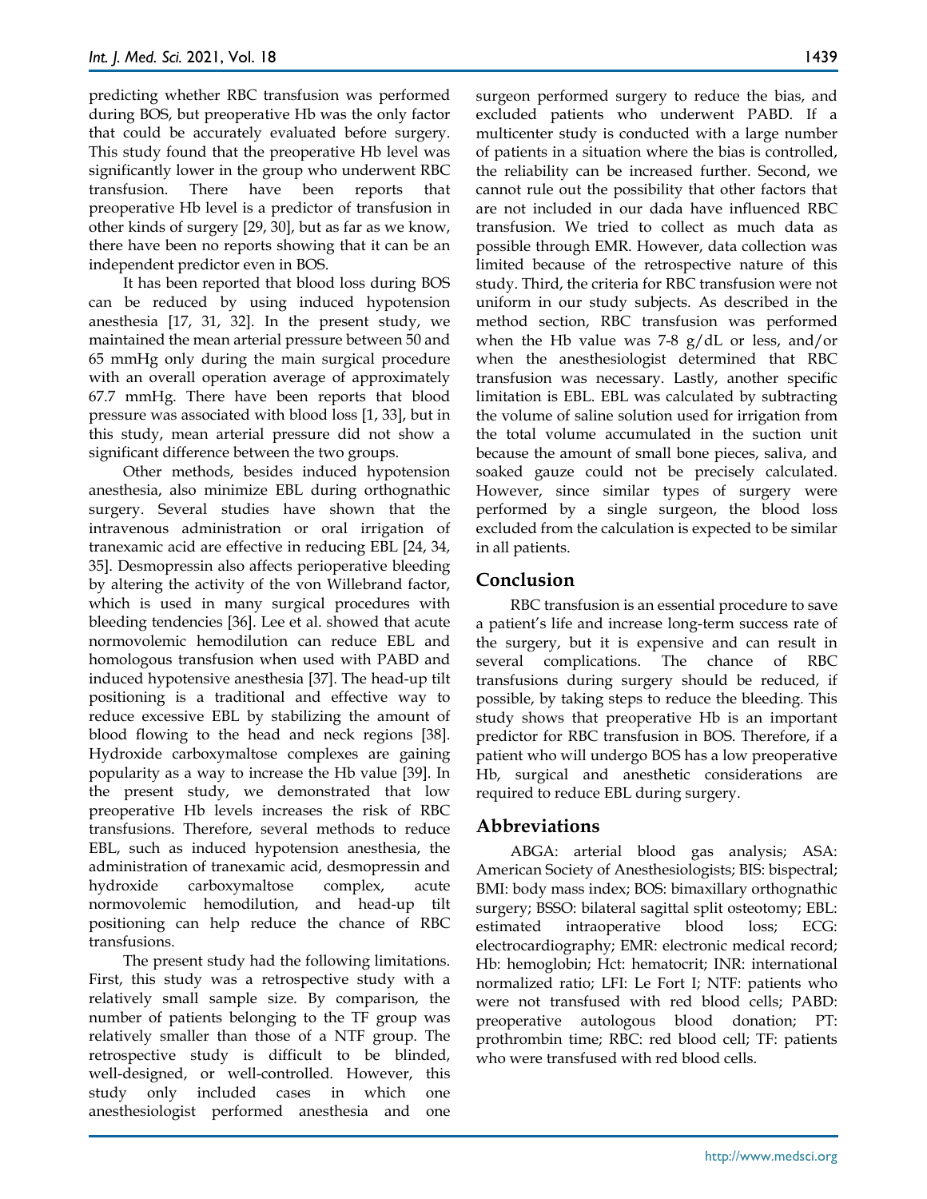predicting whether RBC transfusion was performed during BOS, but preoperative Hb was the only factor that could be accurately evaluated before surgery. This study found that the preoperative Hb level was significantly lower in the group who underwent RBC transfusion. There have been reports that preoperative Hb level is a predictor of transfusion in other kinds of surgery [29, 30], but as far as we know, there have been no reports showing that it can be an independent predictor even in BOS.

It has been reported that blood loss during BOS can be reduced by using induced hypotension anesthesia [17, 31, 32]. In the present study, we maintained the mean arterial pressure between 50 and 65 mmHg only during the main surgical procedure with an overall operation average of approximately 67.7 mmHg. There have been reports that blood pressure was associated with blood loss [1, 33], but in this study, mean arterial pressure did not show a significant difference between the two groups.

Other methods, besides induced hypotension anesthesia, also minimize EBL during orthognathic surgery. Several studies have shown that the intravenous administration or oral irrigation of tranexamic acid are effective in reducing EBL [24, 34, 35]. Desmopressin also affects perioperative bleeding by altering the activity of the von Willebrand factor, which is used in many surgical procedures with bleeding tendencies [36]. Lee et al. showed that acute normovolemic hemodilution can reduce EBL and homologous transfusion when used with PABD and induced hypotensive anesthesia [37]. The head-up tilt positioning is a traditional and effective way to reduce excessive EBL by stabilizing the amount of blood flowing to the head and neck regions [38]. Hydroxide carboxymaltose complexes are gaining popularity as a way to increase the Hb value [39]. In the present study, we demonstrated that low preoperative Hb levels increases the risk of RBC transfusions. Therefore, several methods to reduce EBL, such as induced hypotension anesthesia, the administration of tranexamic acid, desmopressin and hydroxide carboxymaltose complex, acute normovolemic hemodilution, and head-up tilt positioning can help reduce the chance of RBC transfusions.

The present study had the following limitations. First, this study was a retrospective study with a relatively small sample size. By comparison, the number of patients belonging to the TF group was relatively smaller than those of a NTF group. The retrospective study is difficult to be blinded, well-designed, or well-controlled. However, this study only included cases in which one anesthesiologist performed anesthesia and one surgeon performed surgery to reduce the bias, and excluded patients who underwent PABD. If a multicenter study is conducted with a large number of patients in a situation where the bias is controlled, the reliability can be increased further. Second, we cannot rule out the possibility that other factors that are not included in our dada have influenced RBC transfusion. We tried to collect as much data as possible through EMR. However, data collection was limited because of the retrospective nature of this study. Third, the criteria for RBC transfusion were not uniform in our study subjects. As described in the method section, RBC transfusion was performed when the Hb value was 7-8 g/dL or less, and/or when the anesthesiologist determined that RBC transfusion was necessary. Lastly, another specific limitation is EBL. EBL was calculated by subtracting the volume of saline solution used for irrigation from the total volume accumulated in the suction unit because the amount of small bone pieces, saliva, and soaked gauze could not be precisely calculated. However, since similar types of surgery were performed by a single surgeon, the blood loss excluded from the calculation is expected to be similar in all patients.

## Conclusion

RBC transfusion is an essential procedure to save a patient's life and increase long-term success rate of the surgery, but it is expensive and can result in several complications. The chance of RBC transfusions during surgery should be reduced, if possible, by taking steps to reduce the bleeding. This study shows that preoperative Hb is an important predictor for RBC transfusion in BOS. Therefore, if a patient who will undergo BOS has a low preoperative Hb, surgical and anesthetic considerations are required to reduce EBL during surgery.

## Abbreviations

ABGA: arterial blood gas analysis; ASA: American Society of Anesthesiologists; BIS: bispectral; BMI: body mass index; BOS: bimaxillary orthognathic surgery; BSSO: bilateral sagittal split osteotomy; EBL: estimated intraoperative blood loss; ECG: electrocardiography; EMR: electronic medical record; Hb: hemoglobin; Hct: hematocrit; INR: international normalized ratio; LFI: Le Fort I; NTF: patients who were not transfused with red blood cells; PABD: preoperative autologous blood donation; PT: prothrombin time; RBC: red blood cell; TF: patients who were transfused with red blood cells.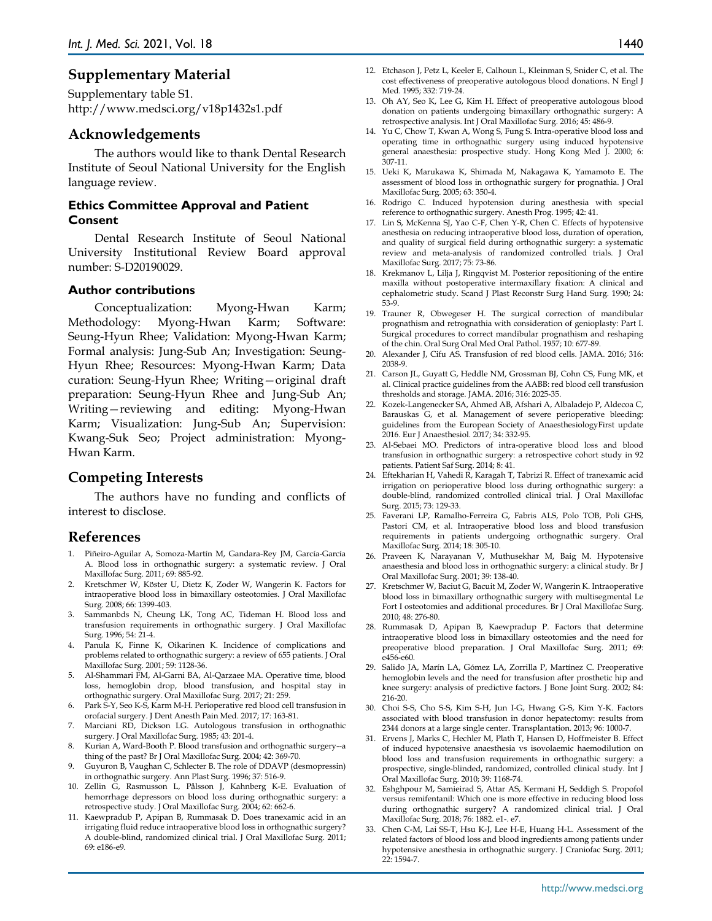## Supplementary Material

Supplementary table S1.
http://www.medsci.org/v18p1432s1.pdf

## Acknowledgements

The authors would like to thank Dental Research Institute of Seoul National University for the English language review.

### Ethics Committee Approval and Patient Consent

Dental Research Institute of Seoul National University Institutional Review Board approval number: S-D20190029.

### Author contributions

Conceptualization: Myong-Hwan Karm; Methodology: Myong-Hwan Karm; Software: Seung-Hyun Rhee; Validation: Myong-Hwan Karm; Formal analysis: Jung-Sub An; Investigation: Seung-Hyun Rhee; Resources: Myong-Hwan Karm; Data curation: Seung-Hyun Rhee; Writing—original draft preparation: Seung-Hyun Rhee and Jung-Sub An; Writing—reviewing and editing: Myong-Hwan Karm; Visualization: Jung-Sub An; Supervision: Kwang-Suk Seo; Project administration: Myong-Hwan Karm.

## Competing Interests

The authors have no funding and conflicts of interest to disclose.

## References

1. Piñeiro-Aguilar A, Somoza-Martín M, Gandara-Rey JM, García-García A. Blood loss in orthognathic surgery: a systematic review. J Oral Maxillofac Surg. 2011; 69: 885-92.
2. Kretschmer W, Köster U, Dietz K, Zoder W, Wangerin K. Factors for intraoperative blood loss in bimaxillary osteotomies. J Oral Maxillofac Surg. 2008; 66: 1399-403.
3. Sammanbds N, Cheung LK, Tong AC, Tideman H. Blood loss and transfusion requirements in orthognathic surgery. J Oral Maxillofac Surg. 1996; 54: 21-4.
4. Panula K, Finne K, Oikarinen K. Incidence of complications and problems related to orthognathic surgery: a review of 655 patients. J Oral Maxillofac Surg. 2001; 59: 1128-36.
5. Al-Shammari FM, Al-Garni BA, Al-Qarzaee MA. Operative time, blood loss, hemoglobin drop, blood transfusion, and hospital stay in orthognathic surgery. Oral Maxillofac Surg. 2017; 21: 259.
6. Park S-Y, Seo K-S, Karm M-H. Perioperative red blood cell transfusion in orofacial surgery. J Dent Anesth Pain Med. 2017; 17: 163-81.
7. Marciani RD, Dickson LG. Autologous transfusion in orthognathic surgery. J Oral Maxillofac Surg. 1985; 43: 201-4.
8. Kurian A, Ward-Booth P. Blood transfusion and orthognathic surgery--a thing of the past? Br J Oral Maxillofac Surg. 2004; 42: 369-70.
9. Guyuron B, Vaughan C, Schlecter B. The role of DDAVP (desmopressin) in orthognathic surgery. Ann Plast Surg. 1996; 37: 516-9.
10. Zellin G, Rasmusson L, Pålsson J, Kahnberg K-E. Evaluation of hemorrhage depressors on blood loss during orthognathic surgery: a retrospective study. J Oral Maxillofac Surg. 2004; 62: 662-6.
11. Kaewpradub P, Apipan B, Rummasak D. Does tranexamic acid in an irrigating fluid reduce intraoperative blood loss in orthognathic surgery? A double-blind, randomized clinical trial. J Oral Maxillofac Surg. 2011; 69: e186-e9.
12. Etchason J, Petz L, Keeler E, Calhoun L, Kleinman S, Snider C, et al. The cost effectiveness of preoperative autologous blood donations. N Engl J Med. 1995; 332: 719-24.
13. Oh AY, Seo K, Lee G, Kim H. Effect of preoperative autologous blood donation on patients undergoing bimaxillary orthognathic surgery: A retrospective analysis. Int J Oral Maxillofac Surg. 2016; 45: 486-9.
14. Yu C, Chow T, Kwan A, Wong S, Fung S. Intra-operative blood loss and operating time in orthognathic surgery using induced hypotensive general anaesthesia: prospective study. Hong Kong Med J. 2000; 6: 307-11.
15. Ueki K, Marukawa K, Shimada M, Nakagawa K, Yamamoto E. The assessment of blood loss in orthognathic surgery for prognathia. J Oral Maxillofac Surg. 2005; 63: 350-4.
16. Rodrigo C. Induced hypotension during anesthesia with special reference to orthognathic surgery. Anesth Prog. 1995; 42: 41.
17. Lin S, McKenna SJ, Yao C-F, Chen Y-R, Chen C. Effects of hypotensive anesthesia on reducing intraoperative blood loss, duration of operation, and quality of surgical field during orthognathic surgery: a systematic review and meta-analysis of randomized controlled trials. J Oral Maxillofac Surg. 2017; 75: 73-86.
18. Krekmanov L, Lilja J, Ringqvist M. Posterior repositioning of the entire maxilla without postoperative intermaxillary fixation: A clinical and cephalometric study. Scand J Plast Reconstr Surg Hand Surg. 1990; 24: 53-9.
19. Trauner R, Obwegeser H. The surgical correction of mandibular prognathism and retrognathia with consideration of genioplasty: Part I. Surgical procedures to correct mandibular prognathism and reshaping of the chin. Oral Surg Oral Med Oral Pathol. 1957; 10: 677-89.
20. Alexander J, Cifu AS. Transfusion of red blood cells. JAMA. 2016; 316: 2038-9.
21. Carson JL, Guyatt G, Heddle NM, Grossman BJ, Cohn CS, Fung MK, et al. Clinical practice guidelines from the AABB: red blood cell transfusion thresholds and storage. JAMA. 2016; 316: 2025-35.
22. Kozek-Langenecker SA, Ahmed AB, Afshari A, Albaladejo P, Aldecoa C, Barauskas G, et al. Management of severe perioperative bleeding: guidelines from the European Society of AnaesthesiologyFirst update 2016. Eur J Anaesthesiol. 2017; 34: 332-95.
23. Al-Sebaei MO. Predictors of intra-operative blood loss and blood transfusion in orthognathic surgery: a retrospective cohort study in 92 patients. Patient Saf Surg. 2014; 8: 41.
24. Eftekharian H, Vahedi R, Karagah T, Tabrizi R. Effect of tranexamic acid irrigation on perioperative blood loss during orthognathic surgery: a double-blind, randomized controlled clinical trial. J Oral Maxillofac Surg. 2015; 73: 129-33.
25. Faverani LP, Ramalho-Ferreira G, Fabris ALS, Polo TOB, Poli GHS, Pastori CM, et al. Intraoperative blood loss and blood transfusion requirements in patients undergoing orthognathic surgery. Oral Maxillofac Surg. 2014; 18: 305-10.
26. Praveen K, Narayanan V, Muthusekhar M, Baig M. Hypotensive anaesthesia and blood loss in orthognathic surgery: a clinical study. Br J Oral Maxillofac Surg. 2001; 39: 138-40.
27. Kretschmer W, Baciut G, Bacuit M, Zoder W, Wangerin K. Intraoperative blood loss in bimaxillary orthognathic surgery with multisegmental Le Fort I osteotomies and additional procedures. Br J Oral Maxillofac Surg. 2010; 48: 276-80.
28. Rummasak D, Apipan B, Kaewpradup P. Factors that determine intraoperative blood loss in bimaxillary osteotomies and the need for preoperative blood preparation. J Oral Maxillofac Surg. 2011; 69: e456-e60.
29. Salido JA, Marín LA, Gómez LA, Zorrilla P, Martínez C. Preoperative hemoglobin levels and the need for transfusion after prosthetic hip and knee surgery: analysis of predictive factors. J Bone Joint Surg. 2002; 84: 216-20.
30. Choi S-S, Cho S-S, Kim S-H, Jun I-G, Hwang G-S, Kim Y-K. Factors associated with blood transfusion in donor hepatectomy: results from 2344 donors at a large single center. Transplantation. 2013; 96: 1000-7.
31. Ervens J, Marks C, Hechler M, Plath T, Hansen D, Hoffmeister B. Effect of induced hypotensive anaesthesia vs isovolaemic haemodilution on blood loss and transfusion requirements in orthognathic surgery: a prospective, single-blinded, randomized, controlled clinical study. Int J Oral Maxillofac Surg. 2010; 39: 1168-74.
32. Eshghpour M, Samieirad S, Attar AS, Kermani H, Seddigh S. Propofol versus remifentanil: Which one is more effective in reducing blood loss during orthognathic surgery? A randomized clinical trial. J Oral Maxillofac Surg. 2018; 76: 1882. e1-. e7.
33. Chen C-M, Lai SS-T, Hsu K-J, Lee H-E, Huang H-L. Assessment of the related factors of blood loss and blood ingredients among patients under hypotensive anesthesia in orthognathic surgery. J Craniofac Surg. 2011; 22: 1594-7.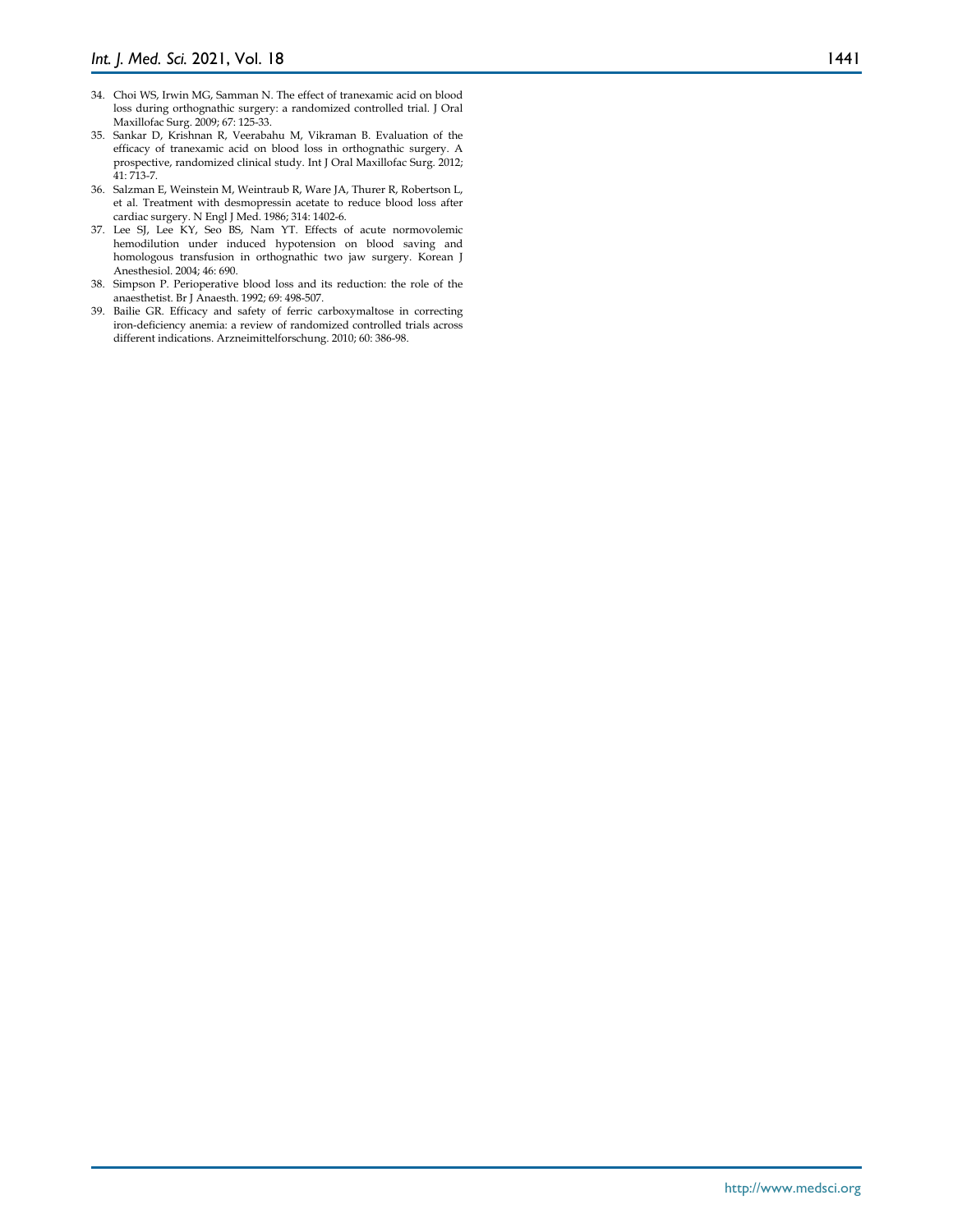34. Choi WS, Irwin MG, Samman N. The effect of tranexamic acid on blood loss during orthognathic surgery: a randomized controlled trial. J Oral Maxillofac Surg. 2009; 67: 125-33.
35. Sankar D, Krishnan R, Veerabahu M, Vikraman B. Evaluation of the efficacy of tranexamic acid on blood loss in orthognathic surgery. A prospective, randomized clinical study. Int J Oral Maxillofac Surg. 2012; 41: 713-7.
36. Salzman E, Weinstein M, Weintraub R, Ware JA, Thurer R, Robertson L, et al. Treatment with desmopressin acetate to reduce blood loss after cardiac surgery. N Engl J Med. 1986; 314: 1402-6.
37. Lee SJ, Lee KY, Seo BS, Nam YT. Effects of acute normovolemic hemodilution under induced hypotension on blood saving and homologous transfusion in orthognathic two jaw surgery. Korean J Anesthesiol. 2004; 46: 690.
38. Simpson P. Perioperative blood loss and its reduction: the role of the anaesthetist. Br J Anaesth. 1992; 69: 498-507.
39. Bailie GR. Efficacy and safety of ferric carboxymaltose in correcting iron-deficiency anemia: a review of randomized controlled trials across different indications. Arzneimittelforschung. 2010; 60: 386-98.